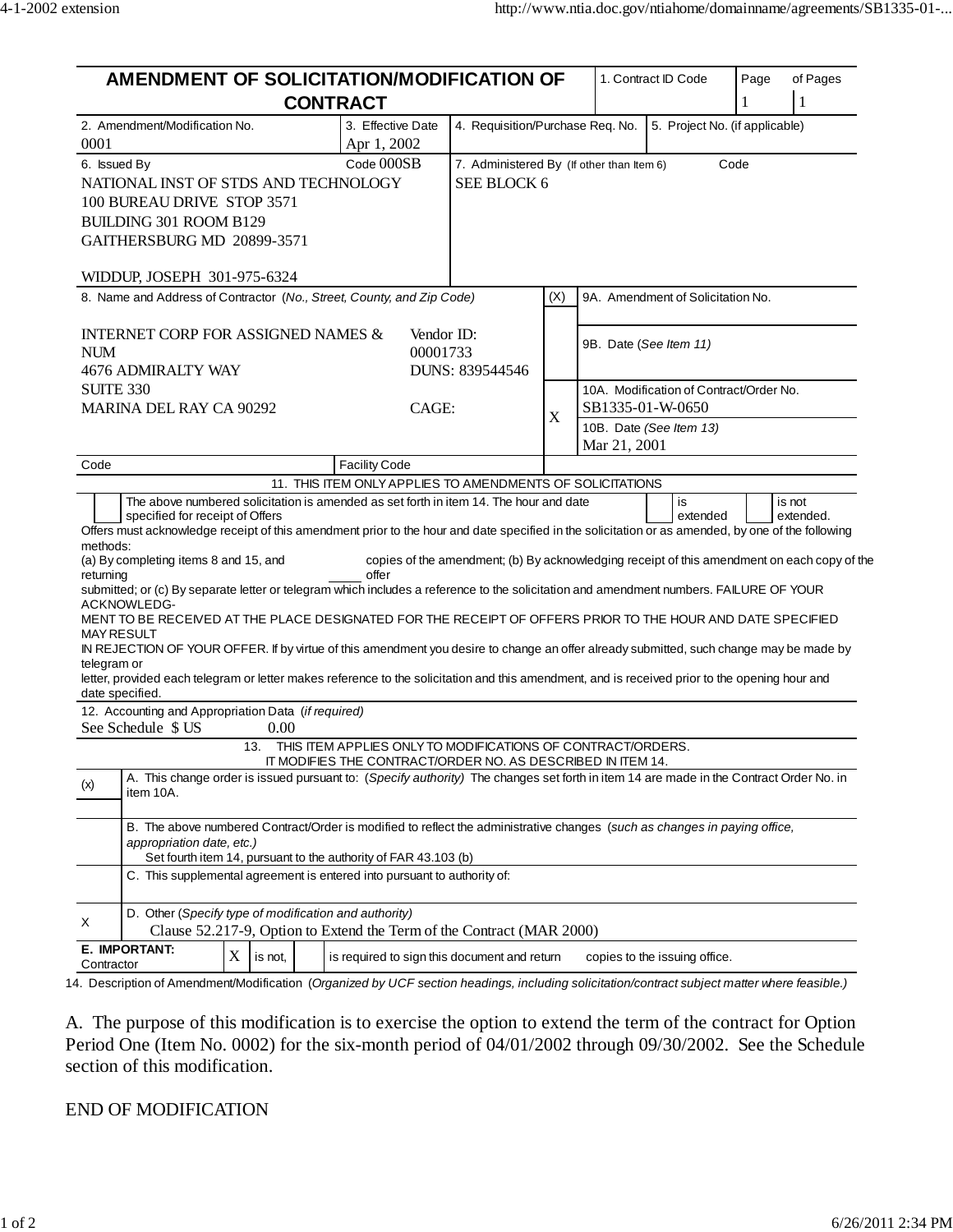# AMENDMENT OF SOLICITATION/MODIFICATION OF CONTRACT

| 1. Contract ID Code | Page 1 of Pages 1 |
|---|---|

| 2. Amendment/Modification No. | 3. Effective Date | 4. Requisition/Purchase Req. No. | 5. Project No. (if applicable) |
|---|---|---|---|
| 0001 | Apr 1, 2002 | | |

**6. Issued By** Code 000SB

NATIONAL INST OF STDS AND TECHNOLOGY
100 BUREAU DRIVE STOP 3571
BUILDING 301 ROOM B129
GAITHERSBURG MD 20899-3571

WIDDUP, JOSEPH 301-975-6324

**7. Administered By** (If other than Item 6) Code

SEE BLOCK 6

**8. Name and Address of Contractor** (*No., Street, County, and Zip Code*)

INTERNET CORP FOR ASSIGNED NAMES & NUM
4676 ADMIRALTY WAY
SUITE 330
MARINA DEL RAY CA 90292

Vendor ID: 00001733
DUNS: 839544546
CAGE:

| (X) | |
|---|---|
| | 9A. Amendment of Solicitation No. |
| | 9B. Date (*See Item 11*) |
| X | 10A. Modification of Contract/Order No. SB1335-01-W-0650 |
| | 10B. Date (*See Item 13*) Mar 21, 2001 |

Code | Facility Code

**11. THIS ITEM ONLY APPLIES TO AMENDMENTS OF SOLICITATIONS**

☐ The above numbered solicitation is amended as set forth in item 14. The hour and date specified for receipt of Offers ☐ is extended ☐ is not extended.

Offers must acknowledge receipt of this amendment prior to the hour and date specified in the solicitation or as amended, by one of the following methods:
(a) By completing items 8 and 15, and returning _____ copies of the amendment; (b) By acknowledging receipt of this amendment on each copy of the offer submitted; or (c) By separate letter or telegram which includes a reference to the solicitation and amendment numbers. FAILURE OF YOUR ACKNOWLEDGMENT TO BE RECEIVED AT THE PLACE DESIGNATED FOR THE RECEIPT OF OFFERS PRIOR TO THE HOUR AND DATE SPECIFIED MAY RESULT IN REJECTION OF YOUR OFFER. If by virtue of this amendment you desire to change an offer already submitted, such change may be made by telegram or letter, provided each telegram or letter makes reference to the solicitation and this amendment, and is received prior to the opening hour and date specified.

**12. Accounting and Appropriation Data** (*if required*)

See Schedule $ US 0.00

**13. THIS ITEM APPLIES ONLY TO MODIFICATIONS OF CONTRACT/ORDERS. IT MODIFIES THE CONTRACT/ORDER NO. AS DESCRIBED IN ITEM 14.**

| (x) | |
|---|---|
| | A. This change order is issued pursuant to: (*Specify authority*) The changes set forth in item 14 are made in the Contract Order No. in item 10A. |
| | B. The above numbered Contract/Order is modified to reflect the administrative changes (*such as changes in paying office, appropriation date, etc.*) Set fourth item 14, pursuant to the authority of FAR 43.103 (b) |
| | C. This supplemental agreement is entered into pursuant to authority of: |
| X | D. Other (*Specify type of modification and authority*) Clause 52.217-9, Option to Extend the Term of the Contract (MAR 2000) |

**E. IMPORTANT:** Contractor [X] is not, [ ] is required to sign this document and return copies to the issuing office.

**14. Description of Amendment/Modification** (*Organized by UCF section headings, including solicitation/contract subject matter where feasible.*)

A. The purpose of this modification is to exercise the option to extend the term of the contract for Option Period One (Item No. 0002) for the six-month period of 04/01/2002 through 09/30/2002. See the Schedule section of this modification.

END OF MODIFICATION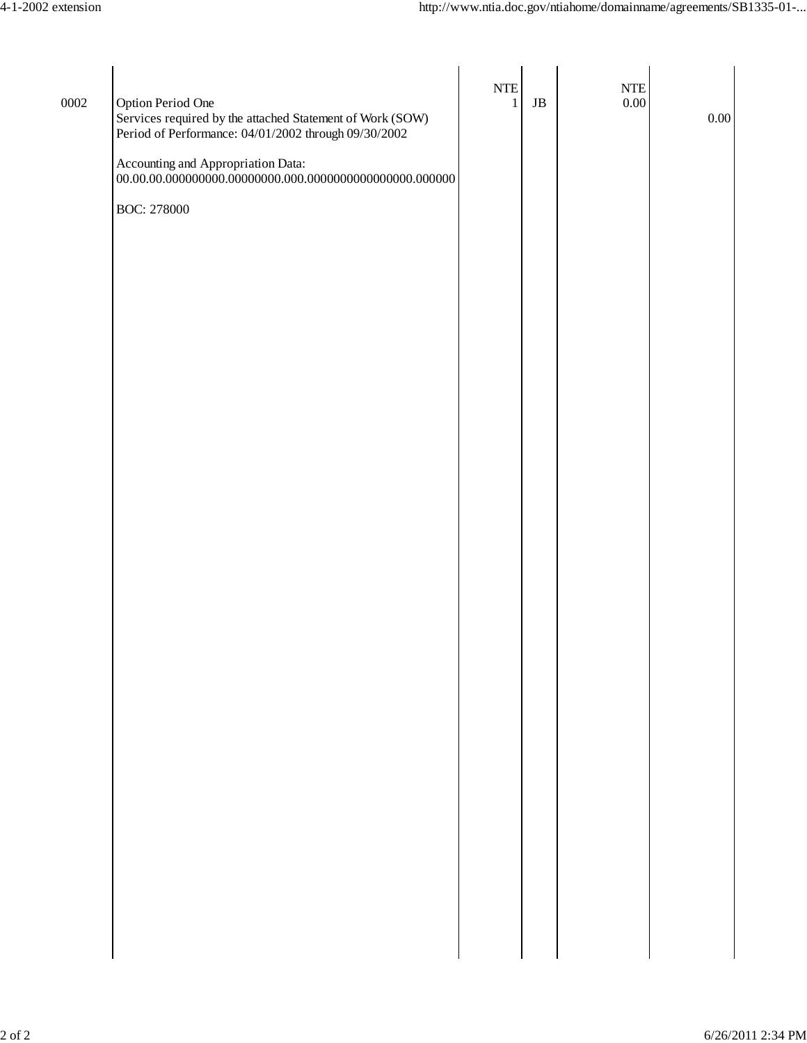| | | | | | |
|---|---|---|---|---|---|
| 0002 | Option Period One<br>Services required by the attached Statement of Work (SOW)<br>Period of Performance: 04/01/2002 through 09/30/2002<br><br>Accounting and Appropriation Data:<br>00.00.00.000000000.00000000.000.0000000000000000.000000<br><br>BOC: 278000 | NTE<br>1 | JB | NTE<br>0.00 | 0.00 |